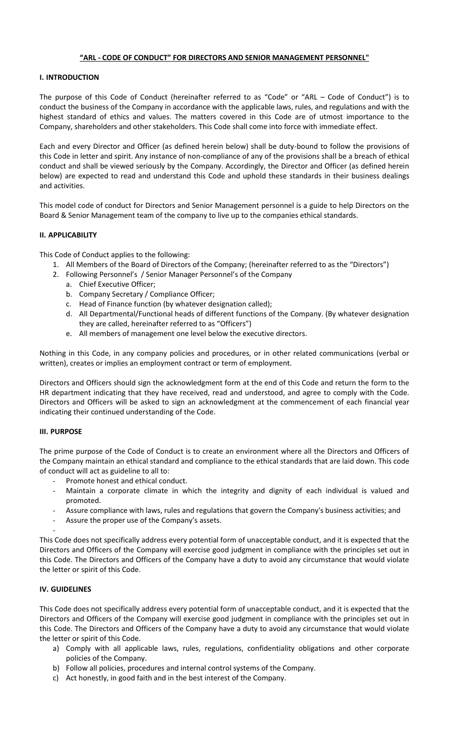# "ARL - CODE OF CONDUCT" FOR DIRECTORS AND SENIOR MANAGEMENT PERSONNEL"

## I. INTRODUCTION

The purpose of this Code of Conduct (hereinafter referred to as "Code" or "ARL – Code of Conduct") is to conduct the business of the Company in accordance with the applicable laws, rules, and regulations and with the highest standard of ethics and values. The matters covered in this Code are of utmost importance to the Company, shareholders and other stakeholders. This Code shall come into force with immediate effect.

Each and every Director and Officer (as defined herein below) shall be duty-bound to follow the provisions of this Code in letter and spirit. Any instance of non-compliance of any of the provisions shall be a breach of ethical conduct and shall be viewed seriously by the Company. Accordingly, the Director and Officer (as defined herein below) are expected to read and understand this Code and uphold these standards in their business dealings and activities.

This model code of conduct for Directors and Senior Management personnel is a guide to help Directors on the Board & Senior Management team of the company to live up to the companies ethical standards.

## II. APPLICABILITY

This Code of Conduct applies to the following:

1. All Members of the Board of Directors of the Company; (hereinafter referred to as the "Directors")
2. Following Personnel's / Senior Manager Personnel's of the Company
   a. Chief Executive Officer;
   b. Company Secretary / Compliance Officer;
   c. Head of Finance function (by whatever designation called);
   d. All Departmental/Functional heads of different functions of the Company. (By whatever designation they are called, hereinafter referred to as "Officers")
   e. All members of management one level below the executive directors.

Nothing in this Code, in any company policies and procedures, or in other related communications (verbal or written), creates or implies an employment contract or term of employment.

Directors and Officers should sign the acknowledgment form at the end of this Code and return the form to the HR department indicating that they have received, read and understood, and agree to comply with the Code. Directors and Officers will be asked to sign an acknowledgment at the commencement of each financial year indicating their continued understanding of the Code.

## III. PURPOSE

The prime purpose of the Code of Conduct is to create an environment where all the Directors and Officers of the Company maintain an ethical standard and compliance to the ethical standards that are laid down. This code of conduct will act as guideline to all to:

- Promote honest and ethical conduct.
- Maintain a corporate climate in which the integrity and dignity of each individual is valued and promoted.
- Assure compliance with laws, rules and regulations that govern the Company's business activities; and
- Assure the proper use of the Company's assets.

This Code does not specifically address every potential form of unacceptable conduct, and it is expected that the Directors and Officers of the Company will exercise good judgment in compliance with the principles set out in this Code. The Directors and Officers of the Company have a duty to avoid any circumstance that would violate the letter or spirit of this Code.

## IV. GUIDELINES

This Code does not specifically address every potential form of unacceptable conduct, and it is expected that the Directors and Officers of the Company will exercise good judgment in compliance with the principles set out in this Code. The Directors and Officers of the Company have a duty to avoid any circumstance that would violate the letter or spirit of this Code.

a) Comply with all applicable laws, rules, regulations, confidentiality obligations and other corporate policies of the Company.
b) Follow all policies, procedures and internal control systems of the Company.
c) Act honestly, in good faith and in the best interest of the Company.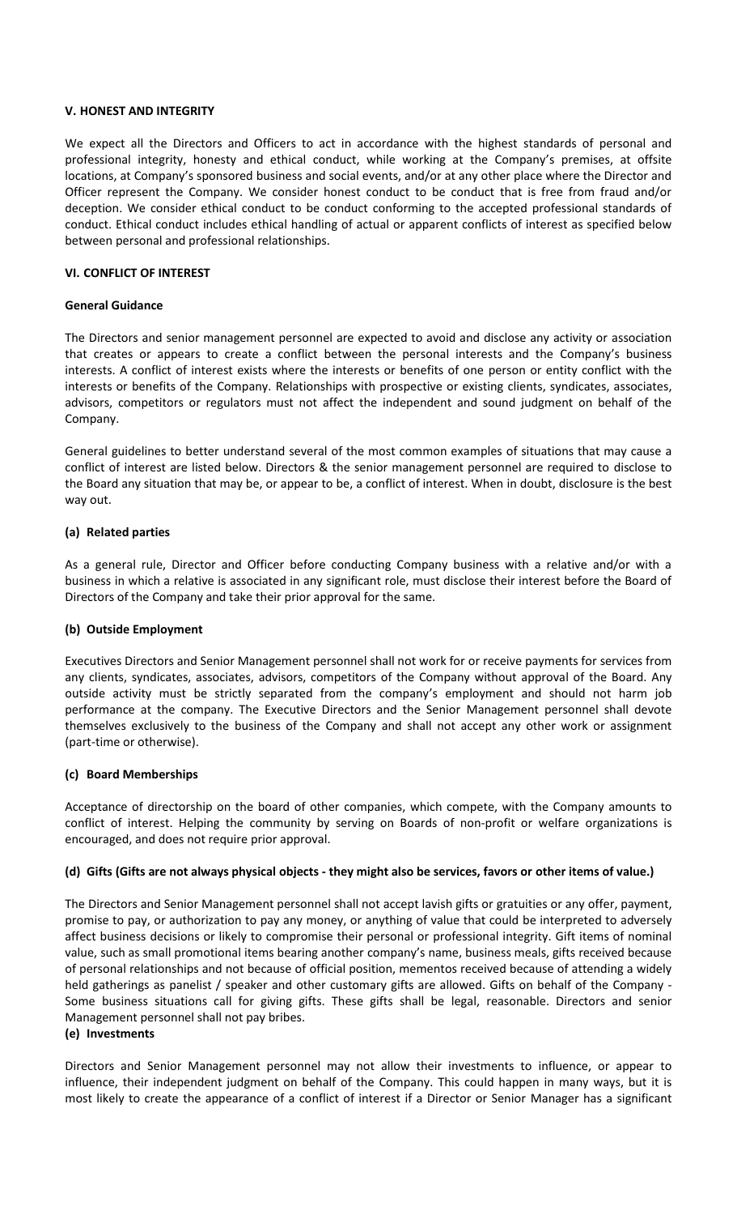## V. HONEST AND INTEGRITY

We expect all the Directors and Officers to act in accordance with the highest standards of personal and professional integrity, honesty and ethical conduct, while working at the Company's premises, at offsite locations, at Company's sponsored business and social events, and/or at any other place where the Director and Officer represent the Company. We consider honest conduct to be conduct that is free from fraud and/or deception. We consider ethical conduct to be conduct conforming to the accepted professional standards of conduct. Ethical conduct includes ethical handling of actual or apparent conflicts of interest as specified below between personal and professional relationships.

## VI. CONFLICT OF INTEREST

### General Guidance

The Directors and senior management personnel are expected to avoid and disclose any activity or association that creates or appears to create a conflict between the personal interests and the Company's business interests. A conflict of interest exists where the interests or benefits of one person or entity conflict with the interests or benefits of the Company. Relationships with prospective or existing clients, syndicates, associates, advisors, competitors or regulators must not affect the independent and sound judgment on behalf of the Company.

General guidelines to better understand several of the most common examples of situations that may cause a conflict of interest are listed below. Directors & the senior management personnel are required to disclose to the Board any situation that may be, or appear to be, a conflict of interest. When in doubt, disclosure is the best way out.

### (a) Related parties

As a general rule, Director and Officer before conducting Company business with a relative and/or with a business in which a relative is associated in any significant role, must disclose their interest before the Board of Directors of the Company and take their prior approval for the same.

### (b) Outside Employment

Executives Directors and Senior Management personnel shall not work for or receive payments for services from any clients, syndicates, associates, advisors, competitors of the Company without approval of the Board. Any outside activity must be strictly separated from the company's employment and should not harm job performance at the company. The Executive Directors and the Senior Management personnel shall devote themselves exclusively to the business of the Company and shall not accept any other work or assignment (part-time or otherwise).

### (c) Board Memberships

Acceptance of directorship on the board of other companies, which compete, with the Company amounts to conflict of interest. Helping the community by serving on Boards of non-profit or welfare organizations is encouraged, and does not require prior approval.

### (d) Gifts (Gifts are not always physical objects - they might also be services, favors or other items of value.)

The Directors and Senior Management personnel shall not accept lavish gifts or gratuities or any offer, payment, promise to pay, or authorization to pay any money, or anything of value that could be interpreted to adversely affect business decisions or likely to compromise their personal or professional integrity. Gift items of nominal value, such as small promotional items bearing another company's name, business meals, gifts received because of personal relationships and not because of official position, mementos received because of attending a widely held gatherings as panelist / speaker and other customary gifts are allowed. Gifts on behalf of the Company - Some business situations call for giving gifts. These gifts shall be legal, reasonable. Directors and senior Management personnel shall not pay bribes.

### (e) Investments

Directors and Senior Management personnel may not allow their investments to influence, or appear to influence, their independent judgment on behalf of the Company. This could happen in many ways, but it is most likely to create the appearance of a conflict of interest if a Director or Senior Manager has a significant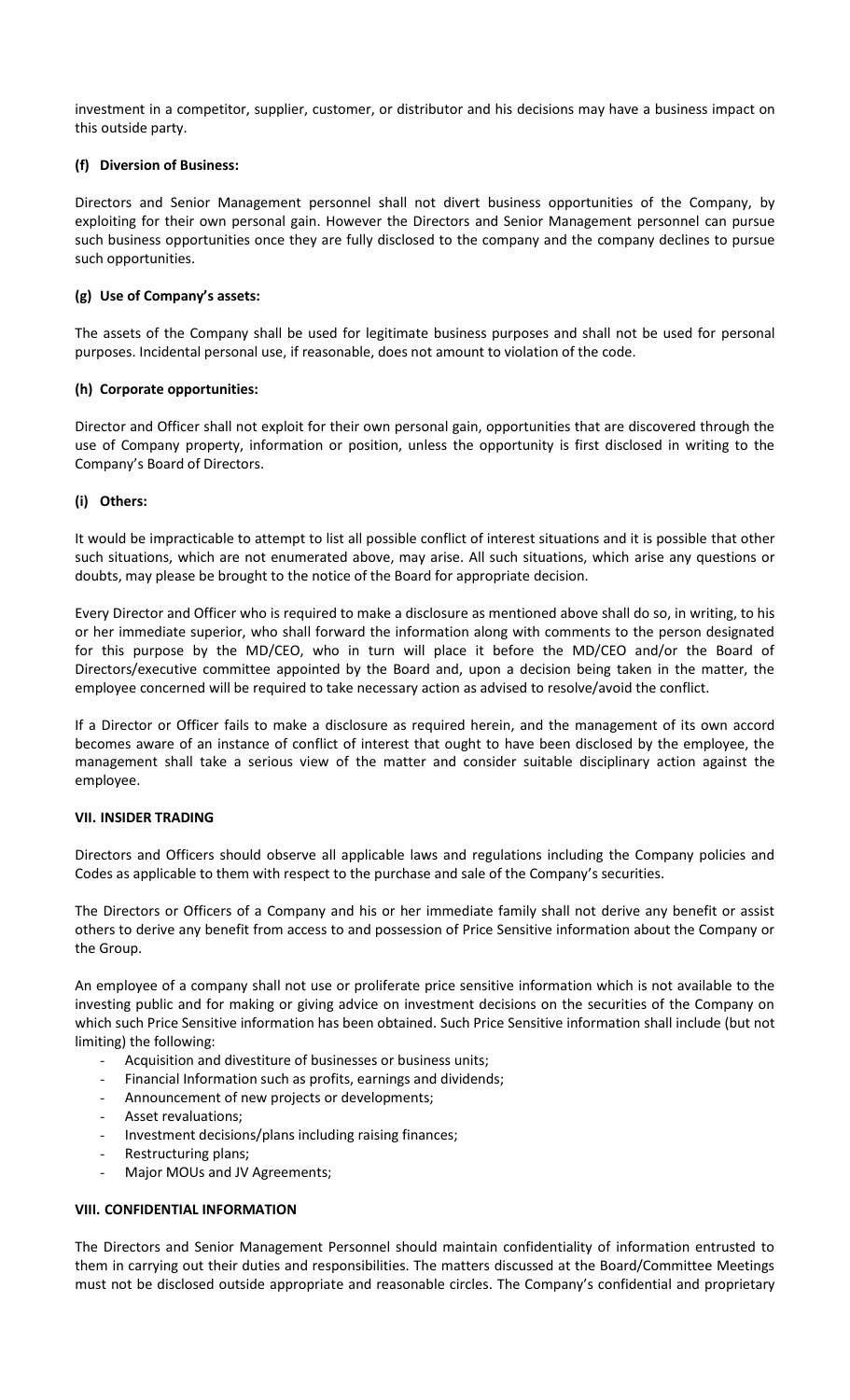investment in a competitor, supplier, customer, or distributor and his decisions may have a business impact on this outside party.

#### (f) Diversion of Business:

Directors and Senior Management personnel shall not divert business opportunities of the Company, by exploiting for their own personal gain. However the Directors and Senior Management personnel can pursue such business opportunities once they are fully disclosed to the company and the company declines to pursue such opportunities.

#### (g) Use of Company's assets:

The assets of the Company shall be used for legitimate business purposes and shall not be used for personal purposes. Incidental personal use, if reasonable, does not amount to violation of the code.

#### (h) Corporate opportunities:

Director and Officer shall not exploit for their own personal gain, opportunities that are discovered through the use of Company property, information or position, unless the opportunity is first disclosed in writing to the Company's Board of Directors.

#### (i) Others:

It would be impracticable to attempt to list all possible conflict of interest situations and it is possible that other such situations, which are not enumerated above, may arise. All such situations, which arise any questions or doubts, may please be brought to the notice of the Board for appropriate decision.

Every Director and Officer who is required to make a disclosure as mentioned above shall do so, in writing, to his or her immediate superior, who shall forward the information along with comments to the person designated for this purpose by the MD/CEO, who in turn will place it before the MD/CEO and/or the Board of Directors/executive committee appointed by the Board and, upon a decision being taken in the matter, the employee concerned will be required to take necessary action as advised to resolve/avoid the conflict.

If a Director or Officer fails to make a disclosure as required herein, and the management of its own accord becomes aware of an instance of conflict of interest that ought to have been disclosed by the employee, the management shall take a serious view of the matter and consider suitable disciplinary action against the employee.

### VII. INSIDER TRADING

Directors and Officers should observe all applicable laws and regulations including the Company policies and Codes as applicable to them with respect to the purchase and sale of the Company's securities.

The Directors or Officers of a Company and his or her immediate family shall not derive any benefit or assist others to derive any benefit from access to and possession of Price Sensitive information about the Company or the Group.

An employee of a company shall not use or proliferate price sensitive information which is not available to the investing public and for making or giving advice on investment decisions on the securities of the Company on which such Price Sensitive information has been obtained. Such Price Sensitive information shall include (but not limiting) the following:

- Acquisition and divestiture of businesses or business units;
- Financial Information such as profits, earnings and dividends;
- Announcement of new projects or developments;
- Asset revaluations;
- Investment decisions/plans including raising finances;
- Restructuring plans;
- Major MOUs and JV Agreements;

### VIII. CONFIDENTIAL INFORMATION

The Directors and Senior Management Personnel should maintain confidentiality of information entrusted to them in carrying out their duties and responsibilities. The matters discussed at the Board/Committee Meetings must not be disclosed outside appropriate and reasonable circles. The Company's confidential and proprietary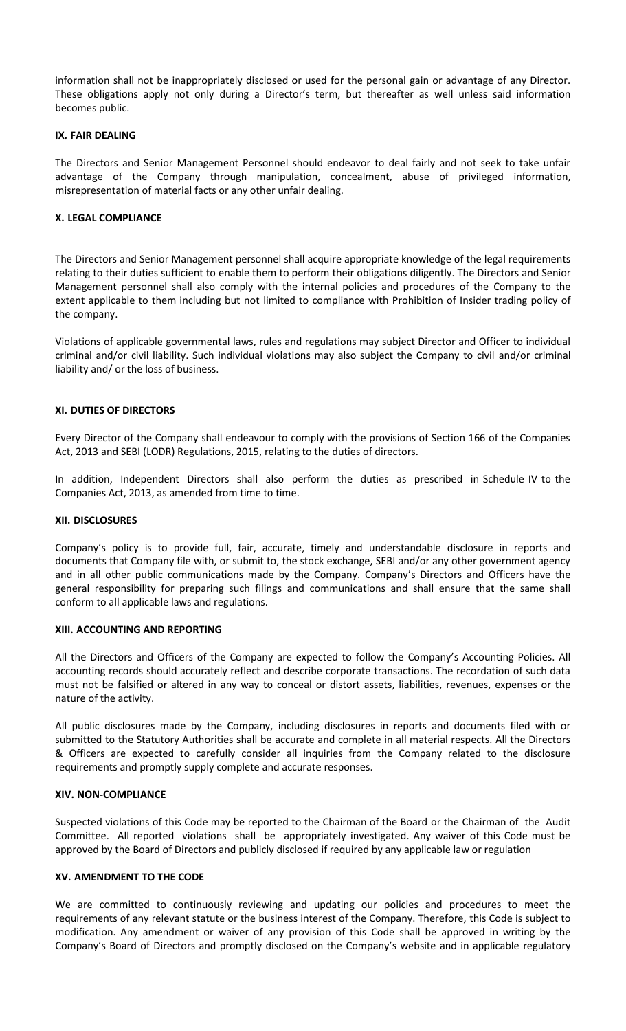information shall not be inappropriately disclosed or used for the personal gain or advantage of any Director. These obligations apply not only during a Director's term, but thereafter as well unless said information becomes public.

**IX. FAIR DEALING**

The Directors and Senior Management Personnel should endeavor to deal fairly and not seek to take unfair advantage of the Company through manipulation, concealment, abuse of privileged information, misrepresentation of material facts or any other unfair dealing.

**X. LEGAL COMPLIANCE**

The Directors and Senior Management personnel shall acquire appropriate knowledge of the legal requirements relating to their duties sufficient to enable them to perform their obligations diligently. The Directors and Senior Management personnel shall also comply with the internal policies and procedures of the Company to the extent applicable to them including but not limited to compliance with Prohibition of Insider trading policy of the company.

Violations of applicable governmental laws, rules and regulations may subject Director and Officer to individual criminal and/or civil liability. Such individual violations may also subject the Company to civil and/or criminal liability and/ or the loss of business.

**XI. DUTIES OF DIRECTORS**

Every Director of the Company shall endeavour to comply with the provisions of Section 166 of the Companies Act, 2013 and SEBI (LODR) Regulations, 2015, relating to the duties of directors.

In addition, Independent Directors shall also perform the duties as prescribed in Schedule IV to the Companies Act, 2013, as amended from time to time.

**XII. DISCLOSURES**

Company's policy is to provide full, fair, accurate, timely and understandable disclosure in reports and documents that Company file with, or submit to, the stock exchange, SEBI and/or any other government agency and in all other public communications made by the Company. Company's Directors and Officers have the general responsibility for preparing such filings and communications and shall ensure that the same shall conform to all applicable laws and regulations.

**XIII. ACCOUNTING AND REPORTING**

All the Directors and Officers of the Company are expected to follow the Company's Accounting Policies. All accounting records should accurately reflect and describe corporate transactions. The recordation of such data must not be falsified or altered in any way to conceal or distort assets, liabilities, revenues, expenses or the nature of the activity.

All public disclosures made by the Company, including disclosures in reports and documents filed with or submitted to the Statutory Authorities shall be accurate and complete in all material respects. All the Directors & Officers are expected to carefully consider all inquiries from the Company related to the disclosure requirements and promptly supply complete and accurate responses.

**XIV. NON-COMPLIANCE**

Suspected violations of this Code may be reported to the Chairman of the Board or the Chairman of the Audit Committee. All reported violations shall be appropriately investigated. Any waiver of this Code must be approved by the Board of Directors and publicly disclosed if required by any applicable law or regulation

**XV. AMENDMENT TO THE CODE**

We are committed to continuously reviewing and updating our policies and procedures to meet the requirements of any relevant statute or the business interest of the Company. Therefore, this Code is subject to modification. Any amendment or waiver of any provision of this Code shall be approved in writing by the Company's Board of Directors and promptly disclosed on the Company's website and in applicable regulatory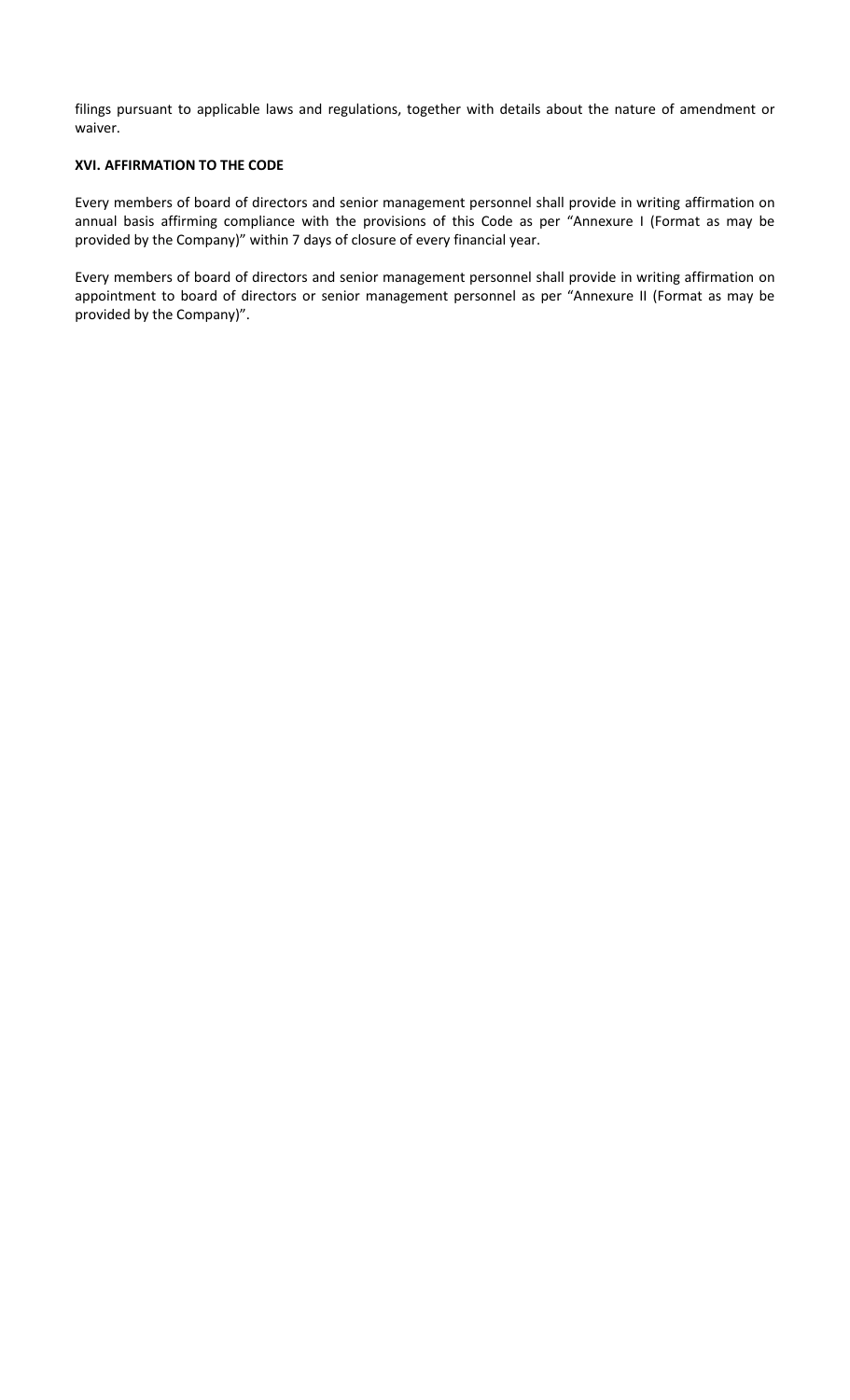filings pursuant to applicable laws and regulations, together with details about the nature of amendment or waiver.

**XVI. AFFIRMATION TO THE CODE**

Every members of board of directors and senior management personnel shall provide in writing affirmation on annual basis affirming compliance with the provisions of this Code as per "Annexure I (Format as may be provided by the Company)" within 7 days of closure of every financial year.

Every members of board of directors and senior management personnel shall provide in writing affirmation on appointment to board of directors or senior management personnel as per "Annexure II (Format as may be provided by the Company)".